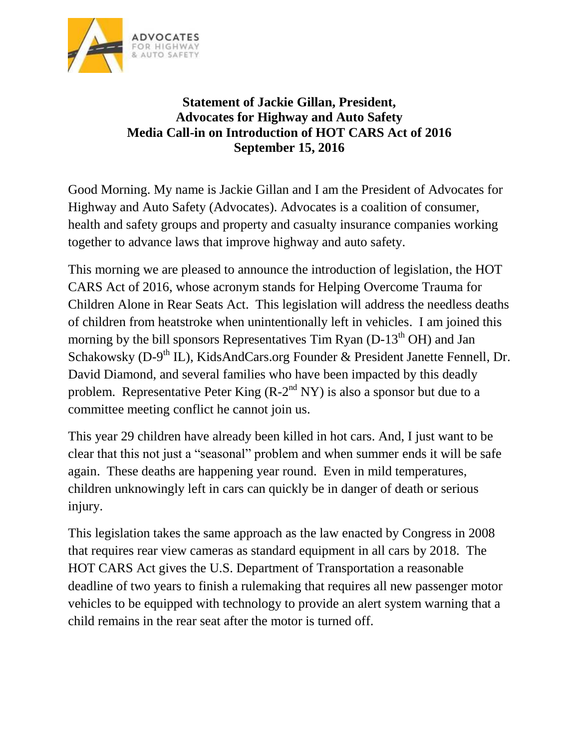**Statement of Jackie Gillan, President, Advocates for Highway and Auto Safety Media Call-in on Introduction of HOT CARS Act of 2016 September 15, 2016**

Good Morning. My name is Jackie Gillan and I am the President of Advocates for Highway and Auto Safety (Advocates). Advocates is a coalition of consumer, health and safety groups and property and casualty insurance companies working together to advance laws that improve highway and auto safety.

This morning we are pleased to announce the introduction of legislation, the HOT CARS Act of 2016, whose acronym stands for Helping Overcome Trauma for Children Alone in Rear Seats Act. This legislation will address the needless deaths of children from heatstroke when unintentionally left in vehicles. I am joined this morning by the bill sponsors Representatives Tim Ryan (D-13th OH) and Jan Schakowsky (D-9th IL), KidsAndCars.org Founder & President Janette Fennell, Dr. David Diamond, and several families who have been impacted by this deadly problem. Representative Peter King (R-2nd NY) is also a sponsor but due to a committee meeting conflict he cannot join us.

This year 29 children have already been killed in hot cars. And, I just want to be clear that this not just a "seasonal" problem and when summer ends it will be safe again. These deaths are happening year round. Even in mild temperatures, children unknowingly left in cars can quickly be in danger of death or serious injury.

This legislation takes the same approach as the law enacted by Congress in 2008 that requires rear view cameras as standard equipment in all cars by 2018. The HOT CARS Act gives the U.S. Department of Transportation a reasonable deadline of two years to finish a rulemaking that requires all new passenger motor vehicles to be equipped with technology to provide an alert system warning that a child remains in the rear seat after the motor is turned off.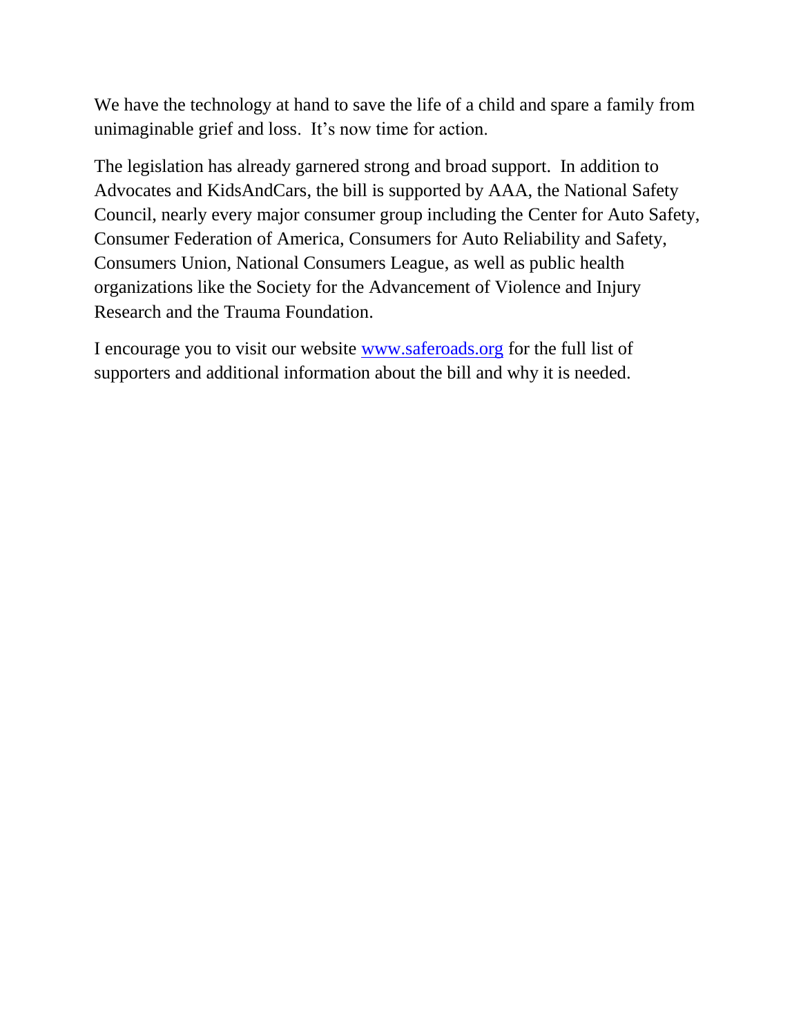We have the technology at hand to save the life of a child and spare a family from unimaginable grief and loss. It's now time for action.

The legislation has already garnered strong and broad support. In addition to Advocates and KidsAndCars, the bill is supported by AAA, the National Safety Council, nearly every major consumer group including the Center for Auto Safety, Consumer Federation of America, Consumers for Auto Reliability and Safety, Consumers Union, National Consumers League, as well as public health organizations like the Society for the Advancement of Violence and Injury Research and the Trauma Foundation.

I encourage you to visit our website [www.saferoads.org](http://www.saferoads.org) for the full list of supporters and additional information about the bill and why it is needed.